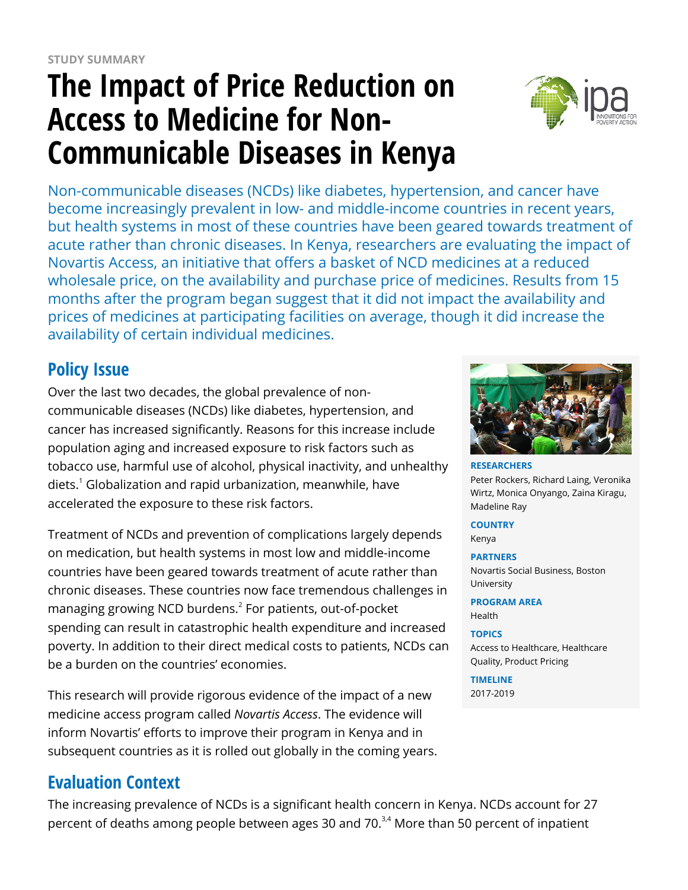STUDY SUMMARY

# The Impact of Price Reduction on Access to Medicine for Non-Communicable Diseases in Kenya

Non-communicable diseases (NCDs) like diabetes, hypertension, and cancer have become increasingly prevalent in low- and middle-income countries in recent years, but health systems in most of these countries have been geared towards treatment of acute rather than chronic diseases. In Kenya, researchers are evaluating the impact of Novartis Access, an initiative that offers a basket of NCD medicines at a reduced wholesale price, on the availability and purchase price of medicines. Results from 15 months after the program began suggest that it did not impact the availability and prices of medicines at participating facilities on average, though it did increase the availability of certain individual medicines.

**RESEARCHERS**
Peter Rockers, Richard Laing, Veronika Wirtz, Monica Onyango, Zaina Kiragu, Madeline Ray

**COUNTRY**
Kenya

**PARTNERS**
Novartis Social Business, Boston University

**PROGRAM AREA**
Health

**TOPICS**
Access to Healthcare, Healthcare Quality, Product Pricing

**TIMELINE**
2017-2019

## Policy Issue

Over the last two decades, the global prevalence of non-communicable diseases (NCDs) like diabetes, hypertension, and cancer has increased significantly. Reasons for this increase include population aging and increased exposure to risk factors such as tobacco use, harmful use of alcohol, physical inactivity, and unhealthy diets.[1] Globalization and rapid urbanization, meanwhile, have accelerated the exposure to these risk factors.

Treatment of NCDs and prevention of complications largely depends on medication, but health systems in most low and middle-income countries have been geared towards treatment of acute rather than chronic diseases. These countries now face tremendous challenges in managing growing NCD burdens.[2] For patients, out-of-pocket spending can result in catastrophic health expenditure and increased poverty. In addition to their direct medical costs to patients, NCDs can be a burden on the countries' economies.

This research will provide rigorous evidence of the impact of a new medicine access program called *Novartis Access*. The evidence will inform Novartis' efforts to improve their program in Kenya and in subsequent countries as it is rolled out globally in the coming years.

## Evaluation Context

The increasing prevalence of NCDs is a significant health concern in Kenya. NCDs account for 27 percent of deaths among people between ages 30 and 70.[3,4] More than 50 percent of inpatient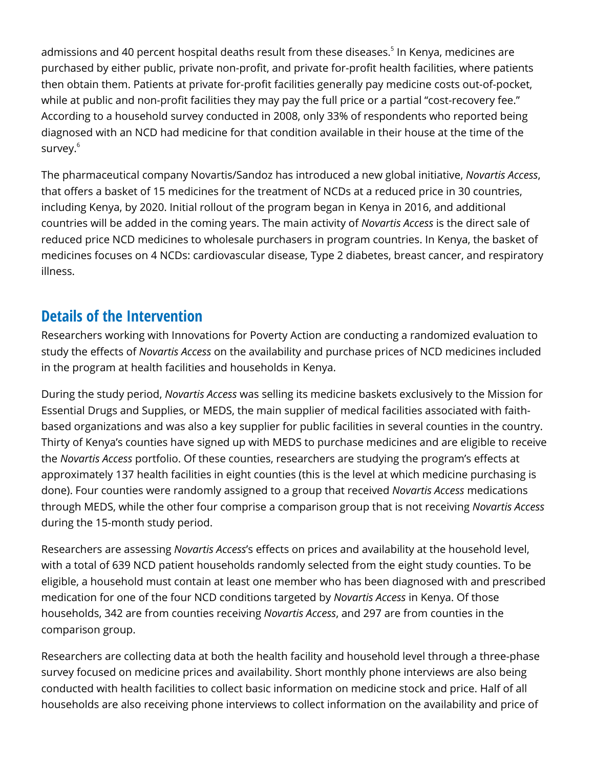admissions and 40 percent hospital deaths result from these diseases.[5] In Kenya, medicines are purchased by either public, private non-profit, and private for-profit health facilities, where patients then obtain them. Patients at private for-profit facilities generally pay medicine costs out-of-pocket, while at public and non-profit facilities they may pay the full price or a partial "cost-recovery fee." According to a household survey conducted in 2008, only 33% of respondents who reported being diagnosed with an NCD had medicine for that condition available in their house at the time of the survey.[6]

The pharmaceutical company Novartis/Sandoz has introduced a new global initiative, *Novartis Access*, that offers a basket of 15 medicines for the treatment of NCDs at a reduced price in 30 countries, including Kenya, by 2020. Initial rollout of the program began in Kenya in 2016, and additional countries will be added in the coming years. The main activity of *Novartis Access* is the direct sale of reduced price NCD medicines to wholesale purchasers in program countries. In Kenya, the basket of medicines focuses on 4 NCDs: cardiovascular disease, Type 2 diabetes, breast cancer, and respiratory illness.

## Details of the Intervention

Researchers working with Innovations for Poverty Action are conducting a randomized evaluation to study the effects of *Novartis Access* on the availability and purchase prices of NCD medicines included in the program at health facilities and households in Kenya.

During the study period, *Novartis Access* was selling its medicine baskets exclusively to the Mission for Essential Drugs and Supplies, or MEDS, the main supplier of medical facilities associated with faith-based organizations and was also a key supplier for public facilities in several counties in the country. Thirty of Kenya's counties have signed up with MEDS to purchase medicines and are eligible to receive the *Novartis Access* portfolio. Of these counties, researchers are studying the program's effects at approximately 137 health facilities in eight counties (this is the level at which medicine purchasing is done). Four counties were randomly assigned to a group that received *Novartis Access* medications through MEDS, while the other four comprise a comparison group that is not receiving *Novartis Access* during the 15-month study period.

Researchers are assessing *Novartis Access*'s effects on prices and availability at the household level, with a total of 639 NCD patient households randomly selected from the eight study counties. To be eligible, a household must contain at least one member who has been diagnosed with and prescribed medication for one of the four NCD conditions targeted by *Novartis Access* in Kenya. Of those households, 342 are from counties receiving *Novartis Access*, and 297 are from counties in the comparison group.

Researchers are collecting data at both the health facility and household level through a three-phase survey focused on medicine prices and availability. Short monthly phone interviews are also being conducted with health facilities to collect basic information on medicine stock and price. Half of all households are also receiving phone interviews to collect information on the availability and price of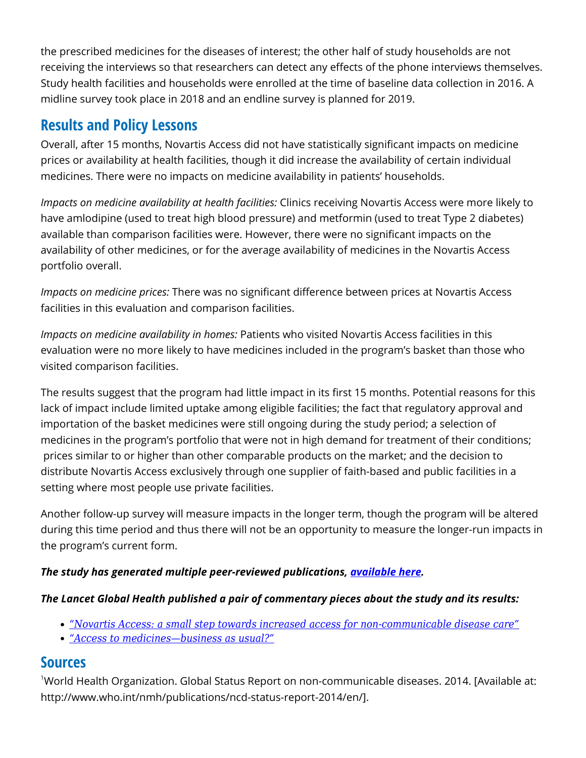the prescribed medicines for the diseases of interest; the other half of study households are not receiving the interviews so that researchers can detect any effects of the phone interviews themselves. Study health facilities and households were enrolled at the time of baseline data collection in 2016. A midline survey took place in 2018 and an endline survey is planned for 2019.

## Results and Policy Lessons

Overall, after 15 months, Novartis Access did not have statistically significant impacts on medicine prices or availability at health facilities, though it did increase the availability of certain individual medicines. There were no impacts on medicine availability in patients' households.

*Impacts on medicine availability at health facilities:* Clinics receiving Novartis Access were more likely to have amlodipine (used to treat high blood pressure) and metformin (used to treat Type 2 diabetes) available than comparison facilities were. However, there were no significant impacts on the availability of other medicines, or for the average availability of medicines in the Novartis Access portfolio overall.

*Impacts on medicine prices:* There was no significant difference between prices at Novartis Access facilities in this evaluation and comparison facilities.

*Impacts on medicine availability in homes:* Patients who visited Novartis Access facilities in this evaluation were no more likely to have medicines included in the program's basket than those who visited comparison facilities.

The results suggest that the program had little impact in its first 15 months. Potential reasons for this lack of impact include limited uptake among eligible facilities; the fact that regulatory approval and importation of the basket medicines were still ongoing during the study period; a selection of medicines in the program's portfolio that were not in high demand for treatment of their conditions; prices similar to or higher than other comparable products on the market; and the decision to distribute Novartis Access exclusively through one supplier of faith-based and public facilities in a setting where most people use private facilities.

Another follow-up survey will measure impacts in the longer term, though the program will be altered during this time period and thus there will not be an opportunity to measure the longer-run impacts in the program's current form.

***The study has generated multiple peer-reviewed publications, available here.***

***The Lancet Global Health published a pair of commentary pieces about the study and its results:***

- *"Novartis Access: a small step towards increased access for non-communicable disease care"*
- *"Access to medicines—business as usual?"*

## Sources

[1]World Health Organization. Global Status Report on non-communicable diseases. 2014. [Available at: http://www.who.int/nmh/publications/ncd-status-report-2014/en/].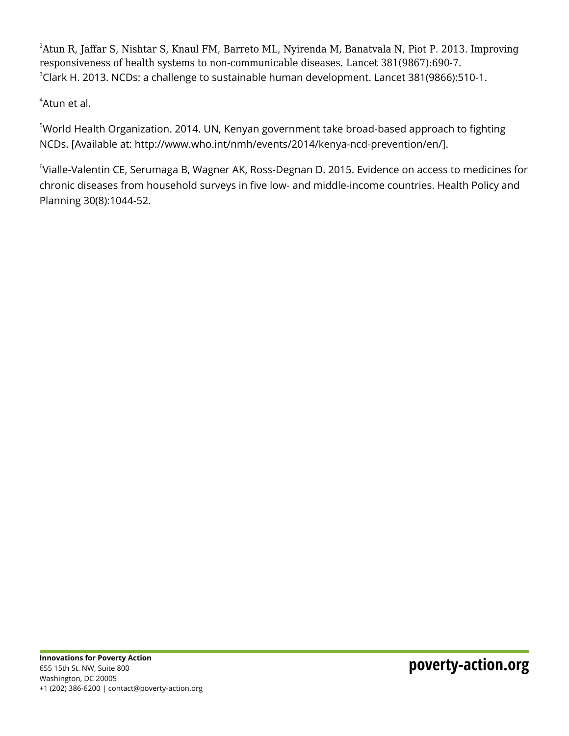[2]Atun R, Jaffar S, Nishtar S, Knaul FM, Barreto ML, Nyirenda M, Banatvala N, Piot P. 2013. Improving responsiveness of health systems to non-communicable diseases. Lancet 381(9867):690-7.
[3]Clark H. 2013. NCDs: a challenge to sustainable human development. Lancet 381(9866):510-1.

[4]Atun et al.

[5]World Health Organization. 2014. UN, Kenyan government take broad-based approach to fighting NCDs. [Available at: http://www.who.int/nmh/events/2014/kenya-ncd-prevention/en/].

[6]Vialle-Valentin CE, Serumaga B, Wagner AK, Ross-Degnan D. 2015. Evidence on access to medicines for chronic diseases from household surveys in five low- and middle-income countries. Health Policy and Planning 30(8):1044-52.

**Innovations for Poverty Action**
655 15th St. NW, Suite 800
Washington, DC 20005
+1 (202) 386-6200 | contact@poverty-action.org

**poverty-action.org**